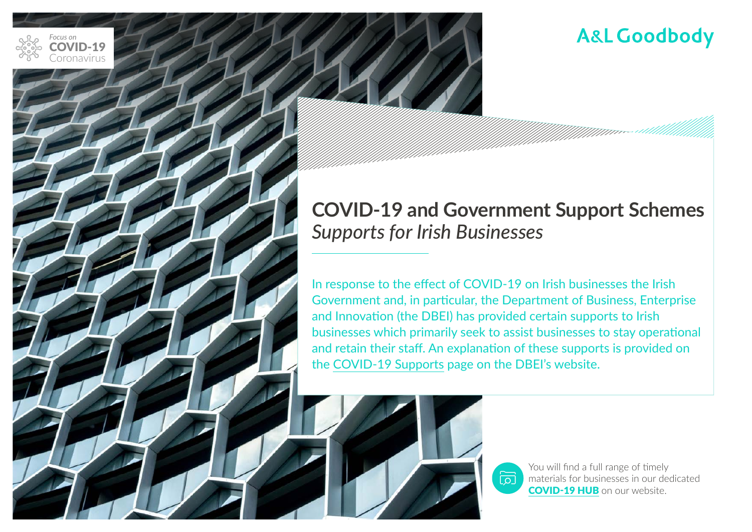Focus on **COVID-19** Coronavirus

A&L Goodbody

# COVID-19 and Government Support Schemes

*Supports for Irish Businesses*

In response to the effect of COVID-19 on Irish businesses the Irish Government and, in particular, the Department of Business, Enterprise and Innovation (the DBEI) has provided certain supports to Irish businesses which primarily seek to assist businesses to stay operational and retain their staff. An explanation of these supports is provided on the COVID-19 Supports page on the DBEI's website.

You will find a full range of timely materials for businesses in our dedicated **COVID-19 HUB** on our website.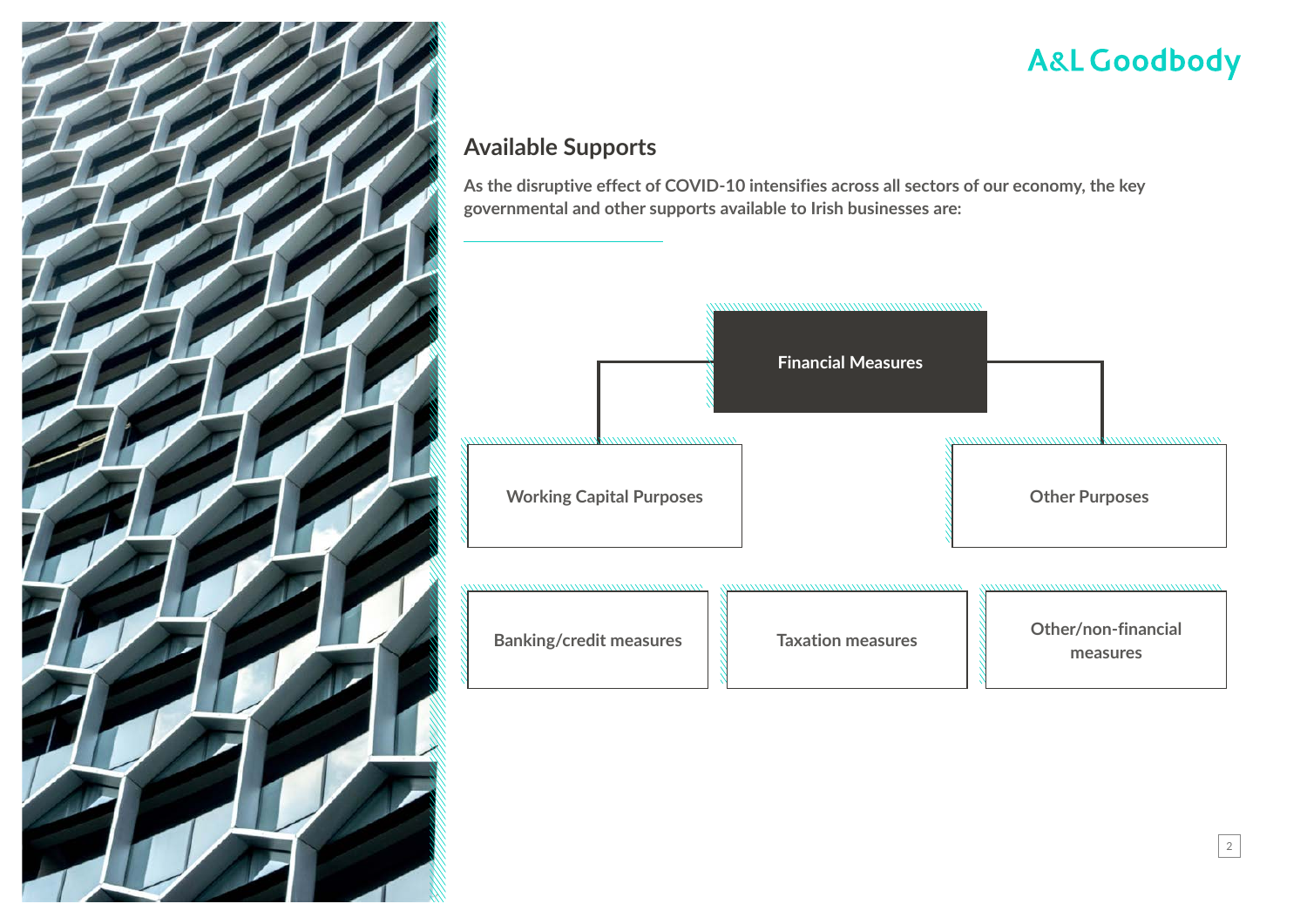## Available Supports

**As the disruptive effect of COVID-10 intensifies across all sectors of our economy, the key governmental and other supports available to Irish businesses are:**

- **Financial Measures**
  - Working Capital Purposes
  - Other Purposes
- Banking/credit measures
- Taxation measures
- Other/non-financial measures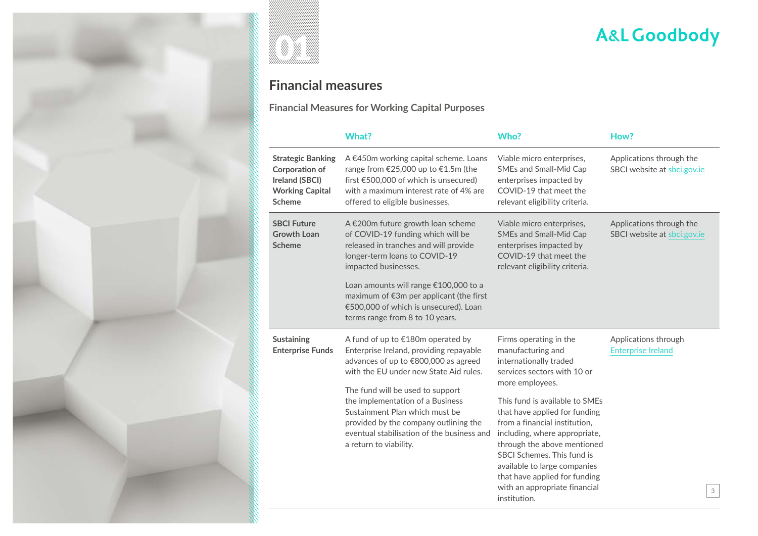# Financial measures

## Financial Measures for Working Capital Purposes

| | What? | Who? | How? |
|---|---|---|---|
| **Strategic Banking Corporation of Ireland (SBCI) Working Capital Scheme** | A €450m working capital scheme. Loans range from €25,000 up to €1.5m (the first €500,000 of which is unsecured) with a maximum interest rate of 4% are offered to eligible businesses. | Viable micro enterprises, SMEs and Small-Mid Cap enterprises impacted by COVID-19 that meet the relevant eligibility criteria. | Applications through the SBCI website at sbci.gov.ie |
| **SBCI Future Growth Loan Scheme** | A €200m future growth loan scheme of COVID-19 funding which will be released in tranches and will provide longer-term loans to COVID-19 impacted businesses.<br><br>Loan amounts will range €100,000 to a maximum of €3m per applicant (the first €500,000 of which is unsecured). Loan terms range from 8 to 10 years. | Viable micro enterprises, SMEs and Small-Mid Cap enterprises impacted by COVID-19 that meet the relevant eligibility criteria. | Applications through the SBCI website at sbci.gov.ie |
| **Sustaining Enterprise Funds** | A fund of up to €180m operated by Enterprise Ireland, providing repayable advances of up to €800,000 as agreed with the EU under new State Aid rules.<br><br>The fund will be used to support the implementation of a Business Sustainment Plan which must be provided by the company outlining the eventual stabilisation of the business and a return to viability. | Firms operating in the manufacturing and internationally traded services sectors with 10 or more employees.<br><br>This fund is available to SMEs that have applied for funding from a financial institution, including, where appropriate, through the above mentioned SBCI Schemes. This fund is available to large companies that have applied for funding with an appropriate financial institution. | Applications through Enterprise Ireland |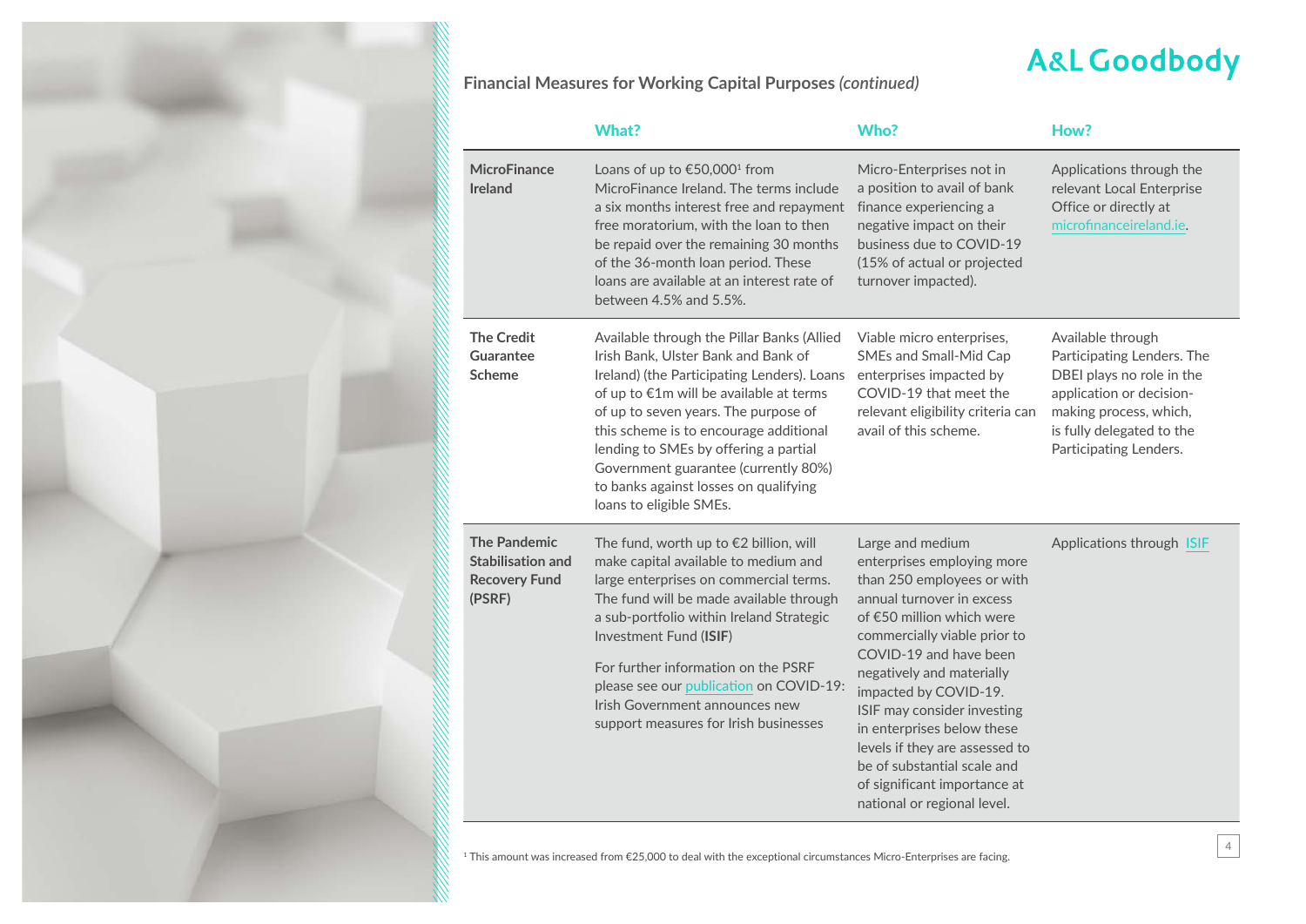## Financial Measures for Working Capital Purposes *(continued)*

| | What? | Who? | How? |
|---|---|---|---|
| **MicroFinance Ireland** | Loans of up to €50,000[1] from MicroFinance Ireland. The terms include a six months interest free and repayment free moratorium, with the loan to then be repaid over the remaining 30 months of the 36-month loan period. These loans are available at an interest rate of between 4.5% and 5.5%. | Micro-Enterprises not in a position to avail of bank finance experiencing a negative impact on their business due to COVID-19 (15% of actual or projected turnover impacted). | Applications through the relevant Local Enterprise Office or directly at microfinanceireland.ie. |
| **The Credit Guarantee Scheme** | Available through the Pillar Banks (Allied Irish Bank, Ulster Bank and Bank of Ireland) (the Participating Lenders). Loans of up to €1m will be available at terms of up to seven years. The purpose of this scheme is to encourage additional lending to SMEs by offering a partial Government guarantee (currently 80%) to banks against losses on qualifying loans to eligible SMEs. | Viable micro enterprises, SMEs and Small-Mid Cap enterprises impacted by COVID-19 that meet the relevant eligibility criteria can avail of this scheme. | Available through Participating Lenders. The DBEI plays no role in the application or decision-making process, which, is fully delegated to the Participating Lenders. |
| **The Pandemic Stabilisation and Recovery Fund (PSRF)** | The fund, worth up to €2 billion, will make capital available to medium and large enterprises on commercial terms. The fund will be made available through a sub-portfolio within Ireland Strategic Investment Fund (**ISIF**)<br><br>For further information on the PSRF please see our publication on COVID-19: Irish Government announces new support measures for Irish businesses | Large and medium enterprises employing more than 250 employees or with annual turnover in excess of €50 million which were commercially viable prior to COVID-19 and have been negatively and materially impacted by COVID-19. ISIF may consider investing in enterprises below these levels if they are assessed to be of substantial scale and of significant importance at national or regional level. | Applications through ISIF |

[1] This amount was increased from €25,000 to deal with the exceptional circumstances Micro-Enterprises are facing.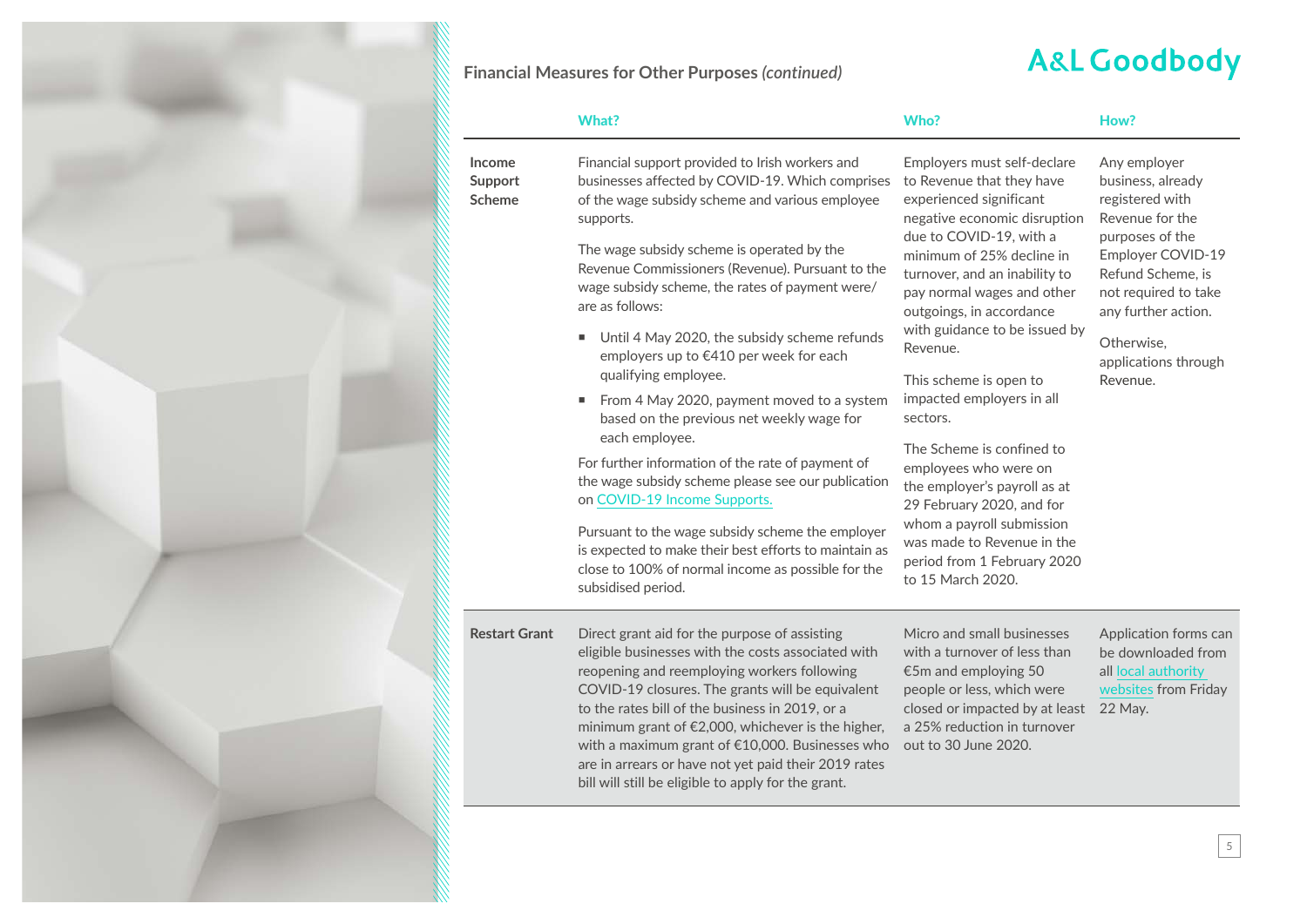## Financial Measures for Other Purposes *(continued)*

| | What? | Who? | How? |
|---|---|---|---|
| **Income Support Scheme** | Financial support provided to Irish workers and businesses affected by COVID-19. Which comprises of the wage subsidy scheme and various employee supports.<br><br>The wage subsidy scheme is operated by the Revenue Commissioners (Revenue). Pursuant to the wage subsidy scheme, the rates of payment were/are as follows:<br><br>▪ Until 4 May 2020, the subsidy scheme refunds employers up to €410 per week for each qualifying employee.<br>▪ From 4 May 2020, payment moved to a system based on the previous net weekly wage for each employee.<br><br>For further information of the rate of payment of the wage subsidy scheme please see our publication on COVID-19 Income Supports.<br><br>Pursuant to the wage subsidy scheme the employer is expected to make their best efforts to maintain as close to 100% of normal income as possible for the subsidised period. | Employers must self-declare to Revenue that they have experienced significant negative economic disruption due to COVID-19, with a minimum of 25% decline in turnover, and an inability to pay normal wages and other outgoings, in accordance with guidance to be issued by Revenue.<br><br>This scheme is open to impacted employers in all sectors.<br><br>The Scheme is confined to employees who were on the employer's payroll as at 29 February 2020, and for whom a payroll submission was made to Revenue in the period from 1 February 2020 to 15 March 2020. | Any employer business, already registered with Revenue for the purposes of the Employer COVID-19 Refund Scheme, is not required to take any further action.<br><br>Otherwise, applications through Revenue. |
| **Restart Grant** | Direct grant aid for the purpose of assisting eligible businesses with the costs associated with reopening and reemploying workers following COVID-19 closures. The grants will be equivalent to the rates bill of the business in 2019, or a minimum grant of €2,000, whichever is the higher, with a maximum grant of €10,000. Businesses who are in arrears or have not yet paid their 2019 rates bill will still be eligible to apply for the grant. | Micro and small businesses with a turnover of less than €5m and employing 50 people or less, which were closed or impacted by at least a 25% reduction in turnover out to 30 June 2020. | Application forms can be downloaded from all local authority websites from Friday 22 May. |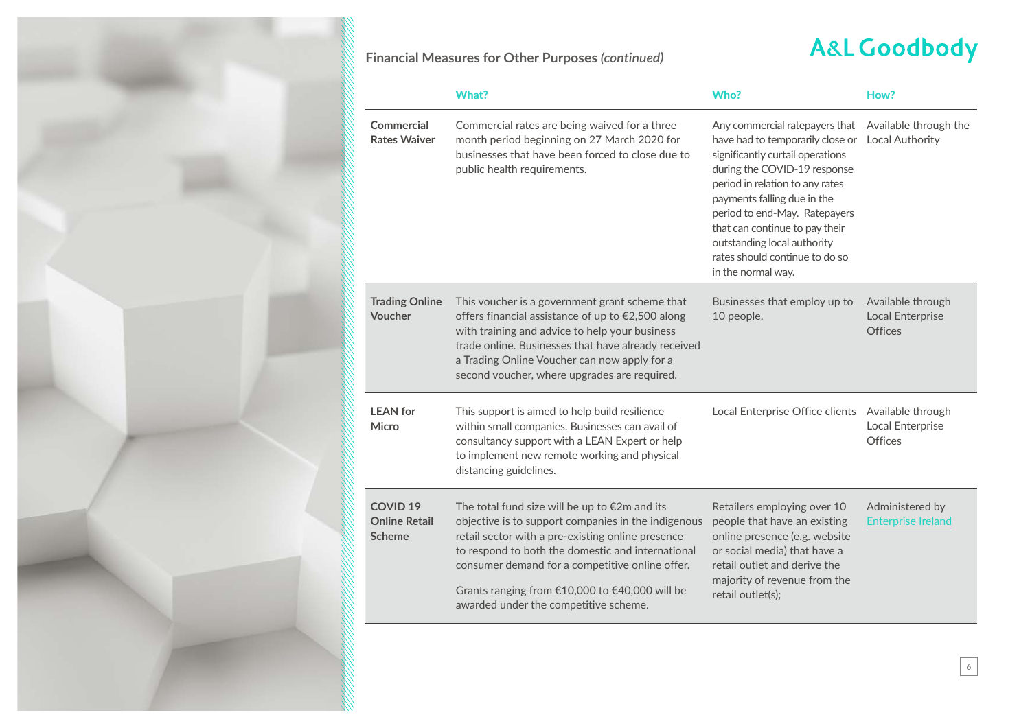## Financial Measures for Other Purposes *(continued)*

| | What? | Who? | How? |
|---|---|---|---|
| **Commercial Rates Waiver** | Commercial rates are being waived for a three month period beginning on 27 March 2020 for businesses that have been forced to close due to public health requirements. | Any commercial ratepayers that have had to temporarily close or significantly curtail operations during the COVID-19 response period in relation to any rates payments falling due in the period to end-May. Ratepayers that can continue to pay their outstanding local authority rates should continue to do so in the normal way. | Available through the Local Authority |
| **Trading Online Voucher** | This voucher is a government grant scheme that offers financial assistance of up to €2,500 along with training and advice to help your business trade online. Businesses that have already received a Trading Online Voucher can now apply for a second voucher, where upgrades are required. | Businesses that employ up to 10 people. | Available through Local Enterprise Offices |
| **LEAN for Micro** | This support is aimed to help build resilience within small companies. Businesses can avail of consultancy support with a LEAN Expert or help to implement new remote working and physical distancing guidelines. | Local Enterprise Office clients | Available through Local Enterprise Offices |
| **COVID 19 Online Retail Scheme** | The total fund size will be up to €2m and its objective is to support companies in the indigenous retail sector with a pre-existing online presence to respond to both the domestic and international consumer demand for a competitive online offer.<br><br>Grants ranging from €10,000 to €40,000 will be awarded under the competitive scheme. | Retailers employing over 10 people that have an existing online presence (e.g. website or social media) that have a retail outlet and derive the majority of revenue from the retail outlet(s); | Administered by Enterprise Ireland |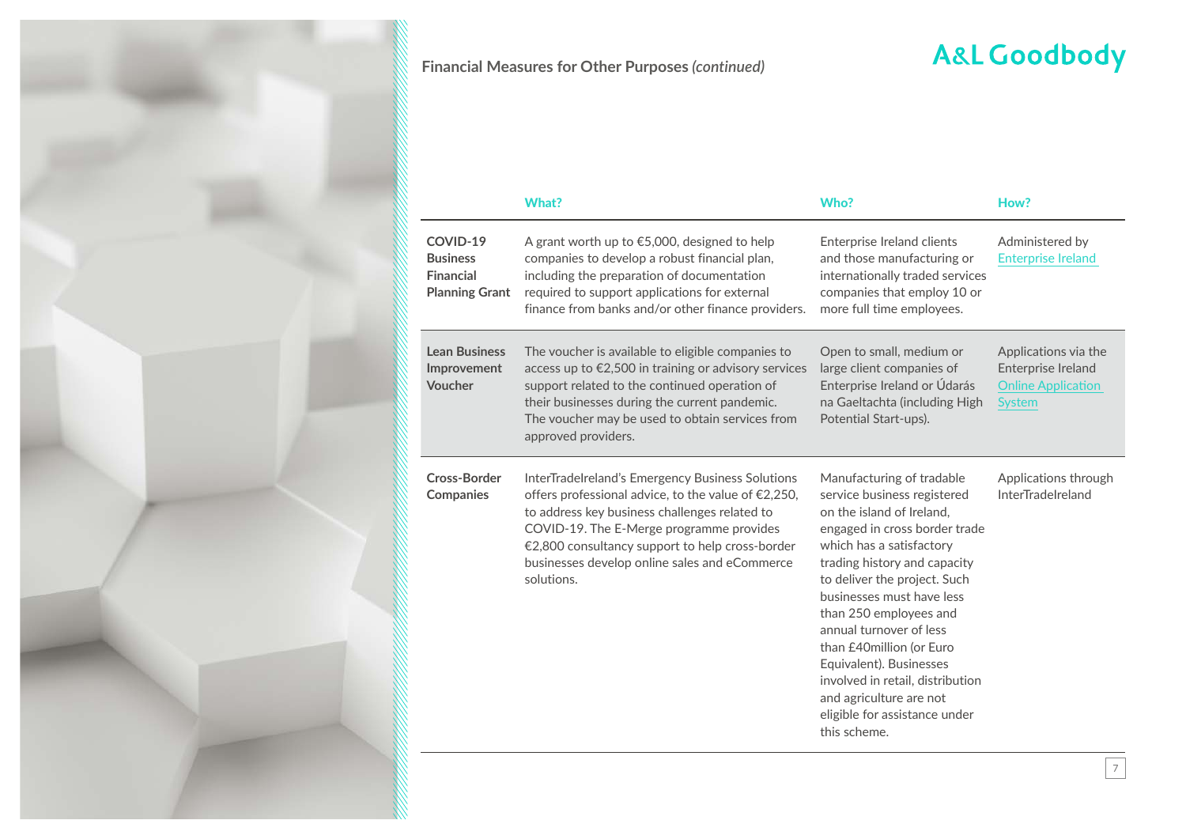## Financial Measures for Other Purposes *(continued)*

| | What? | Who? | How? |
|---|---|---|---|
| **COVID-19 Business Financial Planning Grant** | A grant worth up to €5,000, designed to help companies to develop a robust financial plan, including the preparation of documentation required to support applications for external finance from banks and/or other finance providers. | Enterprise Ireland clients and those manufacturing or internationally traded services companies that employ 10 or more full time employees. | Administered by Enterprise Ireland |
| **Lean Business Improvement Voucher** | The voucher is available to eligible companies to access up to €2,500 in training or advisory services support related to the continued operation of their businesses during the current pandemic. The voucher may be used to obtain services from approved providers. | Open to small, medium or large client companies of Enterprise Ireland or Údarás na Gaeltachta (including High Potential Start-ups). | Applications via the Enterprise Ireland Online Application System |
| **Cross-Border Companies** | InterTradeIreland's Emergency Business Solutions offers professional advice, to the value of €2,250, to address key business challenges related to COVID-19. The E-Merge programme provides €2,800 consultancy support to help cross-border businesses develop online sales and eCommerce solutions. | Manufacturing of tradable service business registered on the island of Ireland, engaged in cross border trade which has a satisfactory trading history and capacity to deliver the project. Such businesses must have less than 250 employees and annual turnover of less than £40million (or Euro Equivalent). Businesses involved in retail, distribution and agriculture are not eligible for assistance under this scheme. | Applications through InterTradeIreland |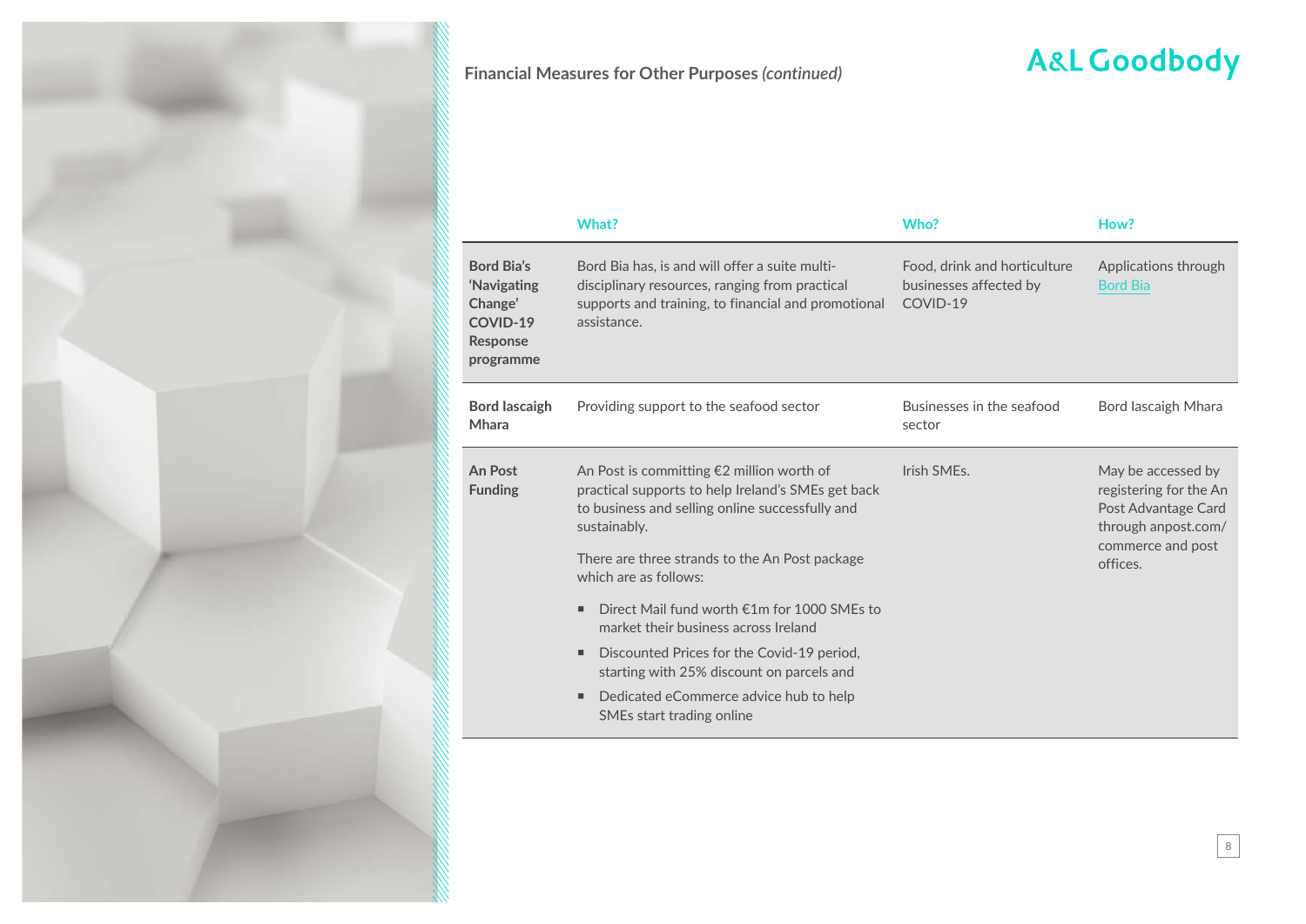## Financial Measures for Other Purposes *(continued)*

| | What? | Who? | How? |
|---|---|---|---|
| **Bord Bia's 'Navigating Change' COVID-19 Response programme** | Bord Bia has, is and will offer a suite multi-disciplinary resources, ranging from practical supports and training, to financial and promotional assistance. | Food, drink and horticulture businesses affected by COVID-19 | Applications through Bord Bia |
| **Bord Iascaigh Mhara** | Providing support to the seafood sector | Businesses in the seafood sector | Bord Iascaigh Mhara |
| **An Post Funding** | An Post is committing €2 million worth of practical supports to help Ireland's SMEs get back to business and selling online successfully and sustainably.<br><br>There are three strands to the An Post package which are as follows:<br><br>▪ Direct Mail fund worth €1m for 1000 SMEs to market their business across Ireland<br>▪ Discounted Prices for the Covid-19 period, starting with 25% discount on parcels and<br>▪ Dedicated eCommerce advice hub to help SMEs start trading online | Irish SMEs. | May be accessed by registering for the An Post Advantage Card through anpost.com/commerce and post offices. |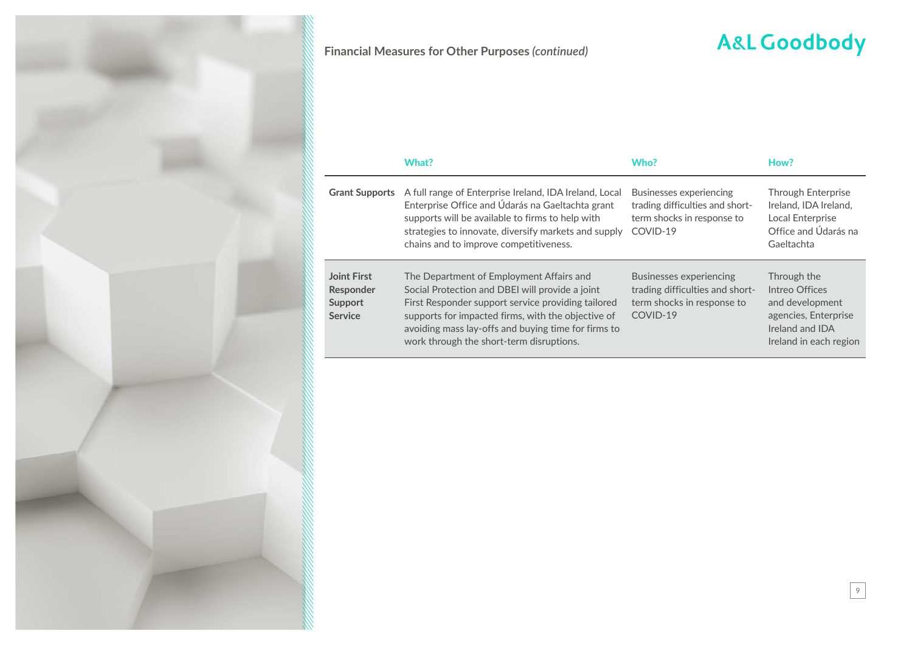## Financial Measures for Other Purposes *(continued)*

| | What? | Who? | How? |
|---|---|---|---|
| **Grant Supports** | A full range of Enterprise Ireland, IDA Ireland, Local Enterprise Office and Údarás na Gaeltachta grant supports will be available to firms to help with strategies to innovate, diversify markets and supply chains and to improve competitiveness. | Businesses experiencing trading difficulties and short-term shocks in response to COVID-19 | Through Enterprise Ireland, IDA Ireland, Local Enterprise Office and Údarás na Gaeltachta |
| **Joint First Responder Support Service** | The Department of Employment Affairs and Social Protection and DBEI will provide a joint First Responder support service providing tailored supports for impacted firms, with the objective of avoiding mass lay-offs and buying time for firms to work through the short-term disruptions. | Businesses experiencing trading difficulties and short-term shocks in response to COVID-19 | Through the Intreo Offices and development agencies, Enterprise Ireland and IDA Ireland in each region |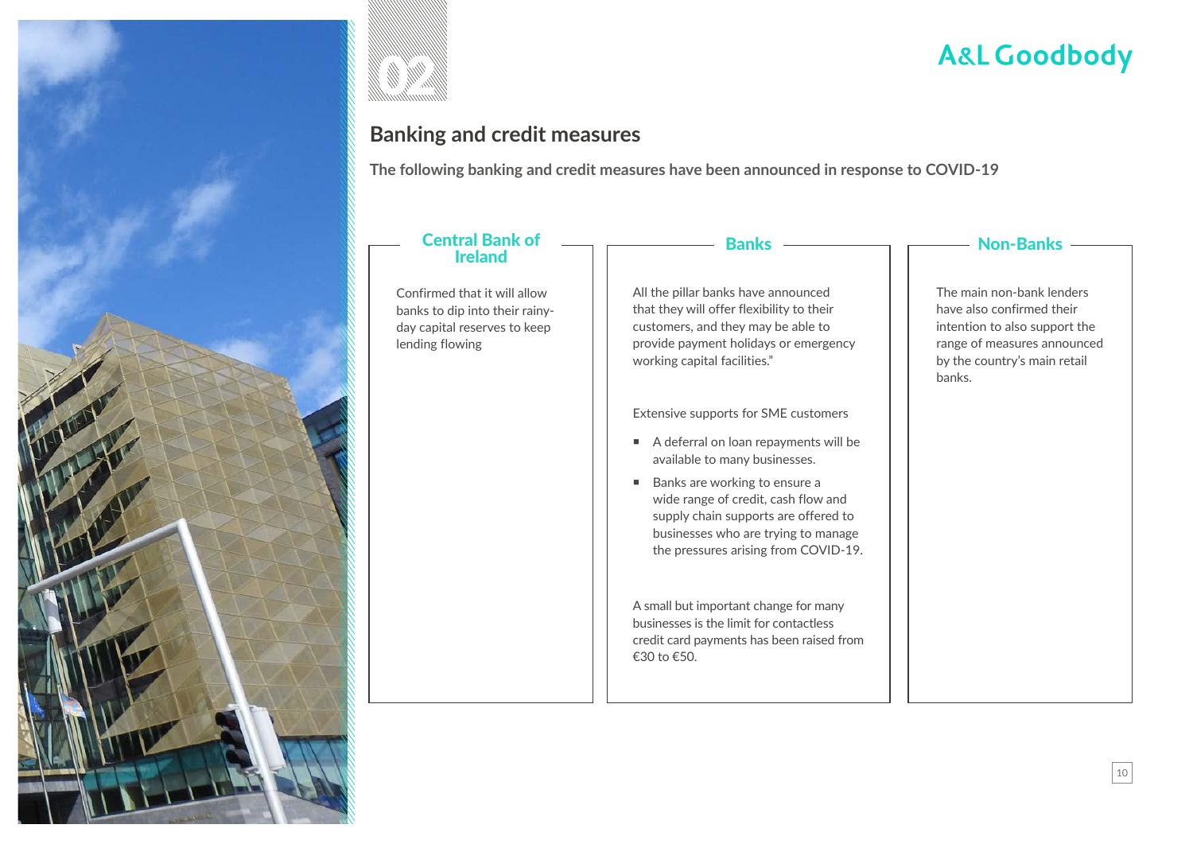## Banking and credit measures

**The following banking and credit measures have been announced in response to COVID-19**

### Central Bank of Ireland

Confirmed that it will allow banks to dip into their rainy-day capital reserves to keep lending flowing

### Banks

All the pillar banks have announced that they will offer flexibility to their customers, and they may be able to provide payment holidays or emergency working capital facilities."

Extensive supports for SME customers

- A deferral on loan repayments will be available to many businesses.
- Banks are working to ensure a wide range of credit, cash flow and supply chain supports are offered to businesses who are trying to manage the pressures arising from COVID-19.

A small but important change for many businesses is the limit for contactless credit card payments has been raised from €30 to €50.

### Non-Banks

The main non-bank lenders have also confirmed their intention to also support the range of measures announced by the country's main retail banks.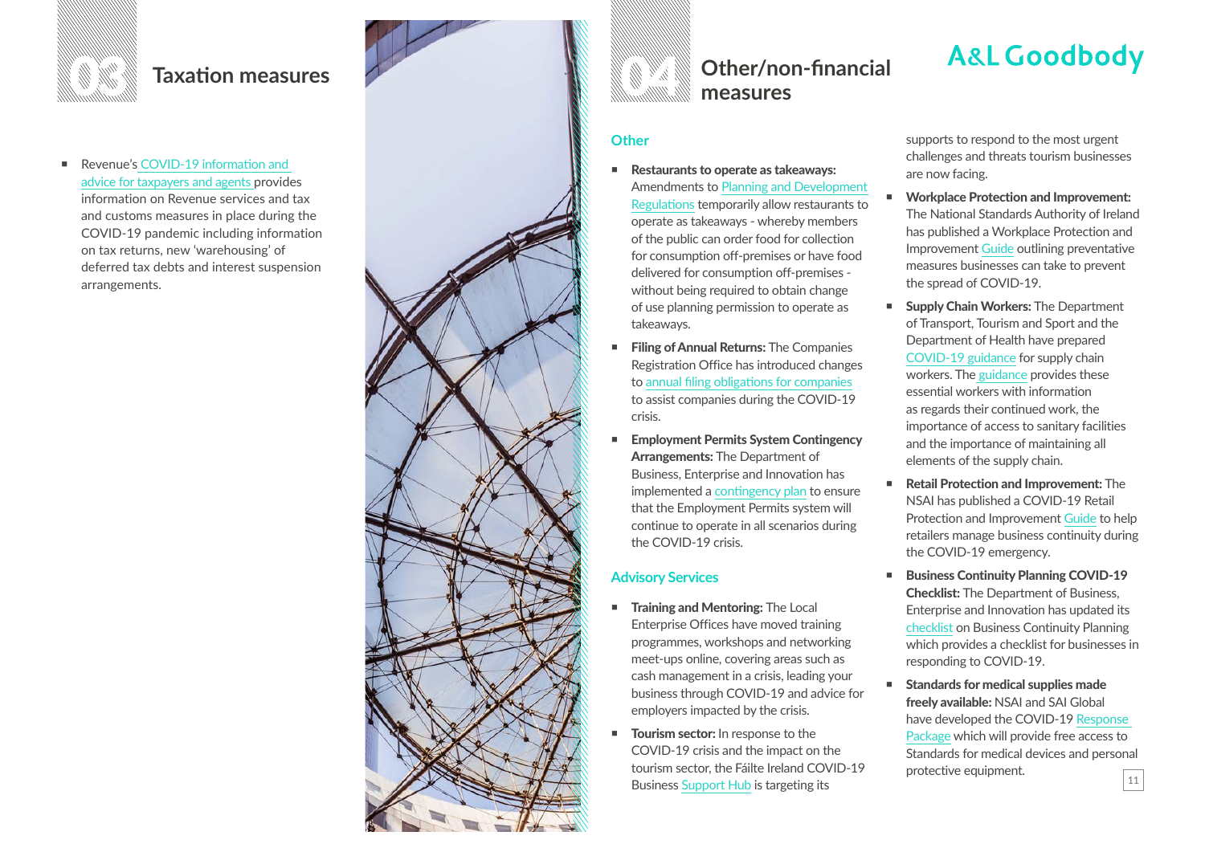# 03 Taxation measures

- Revenue's COVID-19 information and advice for taxpayers and agents provides information on Revenue services and tax and customs measures in place during the COVID-19 pandemic including information on tax returns, new 'warehousing' of deferred tax debts and interest suspension arrangements.

# 04 Other/non-financial measures

## Other

- **Restaurants to operate as takeaways:** Amendments to Planning and Development Regulations temporarily allow restaurants to operate as takeaways - whereby members of the public can order food for collection for consumption off-premises or have food delivered for consumption off-premises - without being required to obtain change of use planning permission to operate as takeaways.
- **Filing of Annual Returns:** The Companies Registration Office has introduced changes to annual filing obligations for companies to assist companies during the COVID-19 crisis.
- **Employment Permits System Contingency Arrangements:** The Department of Business, Enterprise and Innovation has implemented a contingency plan to ensure that the Employment Permits system will continue to operate in all scenarios during the COVID-19 crisis.

## Advisory Services

- **Training and Mentoring:** The Local Enterprise Offices have moved training programmes, workshops and networking meet-ups online, covering areas such as cash management in a crisis, leading your business through COVID-19 and advice for employers impacted by the crisis.
- **Tourism sector:** In response to the COVID-19 crisis and the impact on the tourism sector, the Fáilte Ireland COVID-19 Business Support Hub is targeting its supports to respond to the most urgent challenges and threats tourism businesses are now facing.
- **Workplace Protection and Improvement:** The National Standards Authority of Ireland has published a Workplace Protection and Improvement Guide outlining preventative measures businesses can take to prevent the spread of COVID-19.
- **Supply Chain Workers:** The Department of Transport, Tourism and Sport and the Department of Health have prepared COVID-19 guidance for supply chain workers. The guidance provides these essential workers with information as regards their continued work, the importance of access to sanitary facilities and the importance of maintaining all elements of the supply chain.
- **Retail Protection and Improvement:** The NSAI has published a COVID-19 Retail Protection and Improvement Guide to help retailers manage business continuity during the COVID-19 emergency.
- **Business Continuity Planning COVID-19 Checklist:** The Department of Business, Enterprise and Innovation has updated its checklist on Business Continuity Planning which provides a checklist for businesses in responding to COVID-19.
- **Standards for medical supplies made freely available:** NSAI and SAI Global have developed the COVID-19 Response Package which will provide free access to Standards for medical devices and personal protective equipment.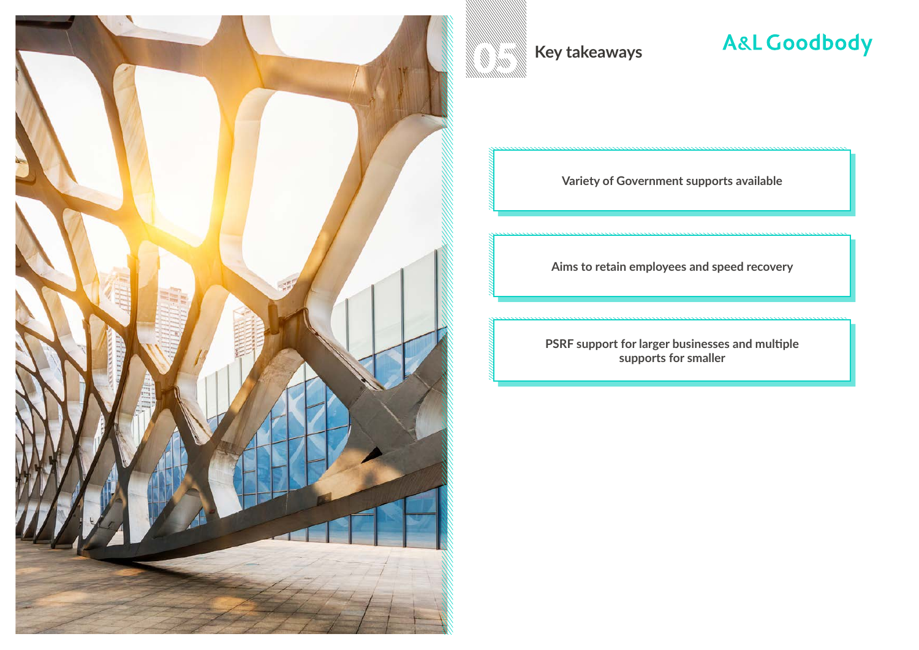# 05 Key takeaways

Variety of Government supports available

Aims to retain employees and speed recovery

PSRF support for larger businesses and multiple supports for smaller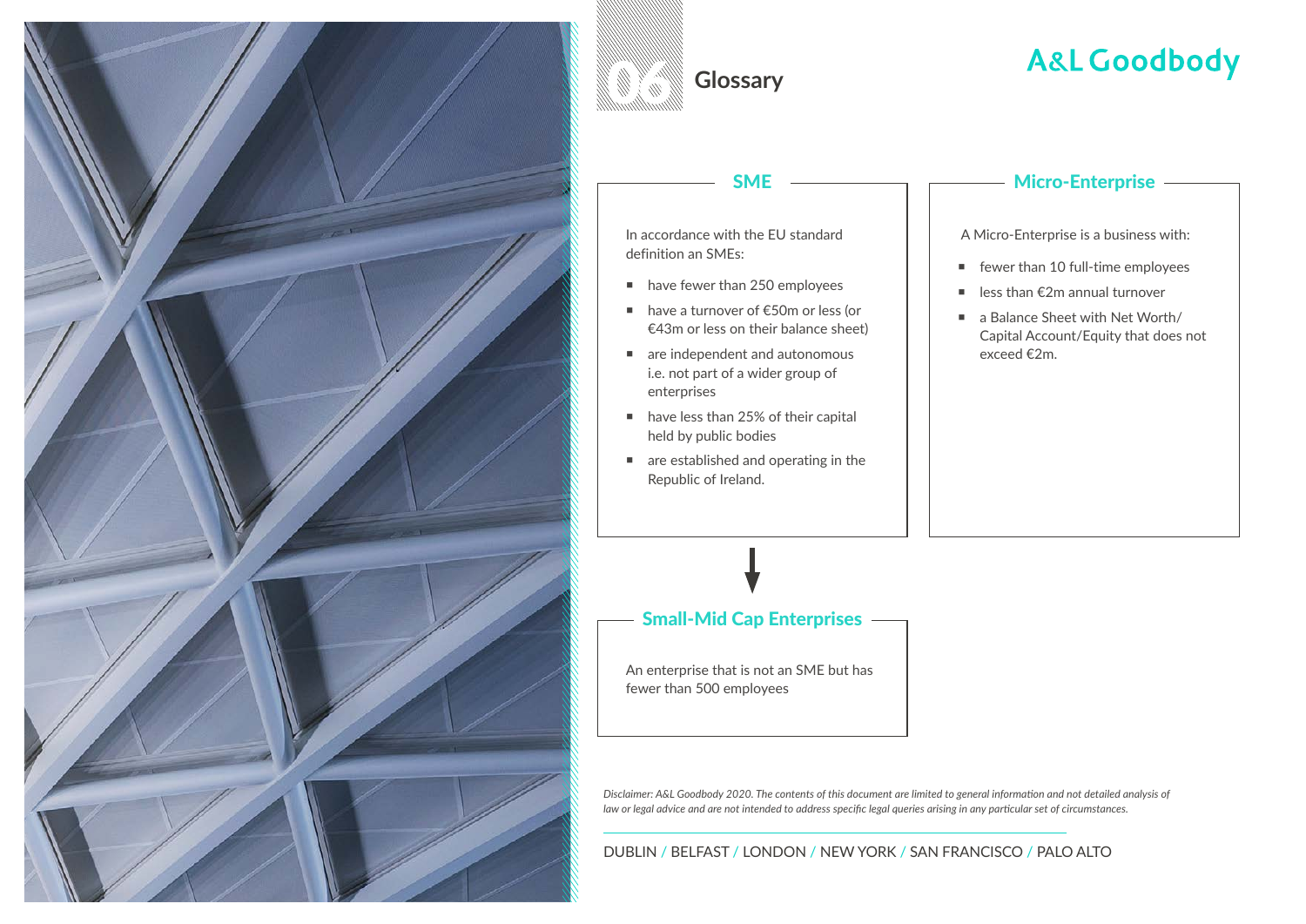# 06 Glossary

A&L Goodbody

## SME

In accordance with the EU standard definition an SMEs:

- have fewer than 250 employees
- have a turnover of €50m or less (or €43m or less on their balance sheet)
- are independent and autonomous i.e. not part of a wider group of enterprises
- have less than 25% of their capital held by public bodies
- are established and operating in the Republic of Ireland.

## Micro-Enterprise

A Micro-Enterprise is a business with:

- fewer than 10 full-time employees
- less than €2m annual turnover
- a Balance Sheet with Net Worth/ Capital Account/Equity that does not exceed €2m.

## Small-Mid Cap Enterprises

An enterprise that is not an SME but has fewer than 500 employees

*Disclaimer: A&L Goodbody 2020. The contents of this document are limited to general information and not detailed analysis of law or legal advice and are not intended to address specific legal queries arising in any particular set of circumstances.*

DUBLIN / BELFAST / LONDON / NEW YORK / SAN FRANCISCO / PALO ALTO